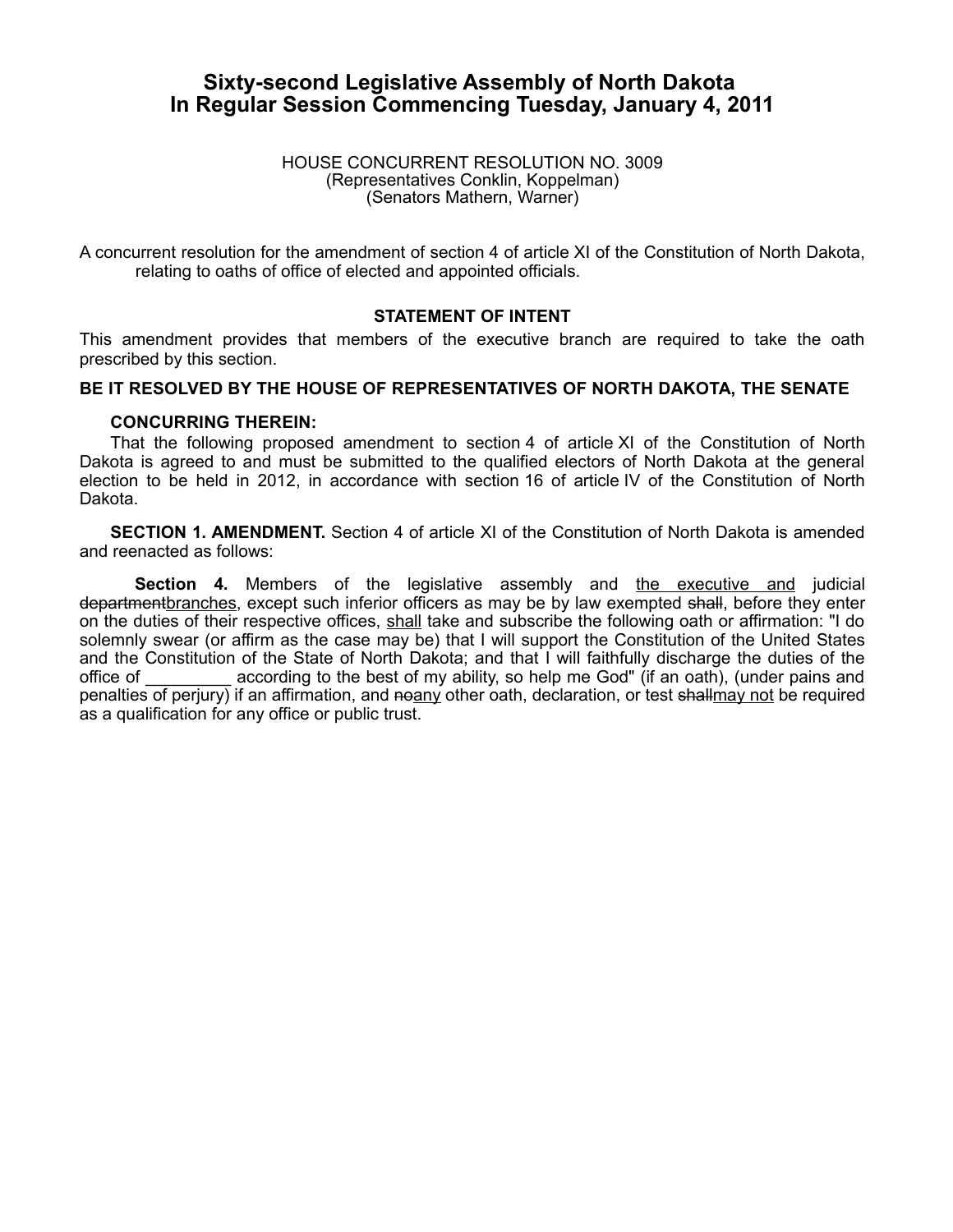# Sixty-second Legislative Assembly of North Dakota
# In Regular Session Commencing Tuesday, January 4, 2011

HOUSE CONCURRENT RESOLUTION NO. 3009
(Representatives Conklin, Koppelman)
(Senators Mathern, Warner)

A concurrent resolution for the amendment of section 4 of article XI of the Constitution of North Dakota, relating to oaths of office of elected and appointed officials.

## STATEMENT OF INTENT

This amendment provides that members of the executive branch are required to take the oath prescribed by this section.

**BE IT RESOLVED BY THE HOUSE OF REPRESENTATIVES OF NORTH DAKOTA, THE SENATE CONCURRING THEREIN:**

That the following proposed amendment to section 4 of article XI of the Constitution of North Dakota is agreed to and must be submitted to the qualified electors of North Dakota at the general election to be held in 2012, in accordance with section 16 of article IV of the Constitution of North Dakota.

**SECTION 1. AMENDMENT.** Section 4 of article XI of the Constitution of North Dakota is amended and reenacted as follows:

**Section 4.** Members of the legislative assembly and <u>the executive and</u> judicial ~~department~~<u>branches</u>, except such inferior officers as may be by law exempted ~~shall~~, before they enter on the duties of their respective offices, <u>shall</u> take and subscribe the following oath or affirmation: "I do solemnly swear (or affirm as the case may be) that I will support the Constitution of the United States and the Constitution of the State of North Dakota; and that I will faithfully discharge the duties of the office of _________ according to the best of my ability, so help me God" (if an oath), (under pains and penalties of perjury) if an affirmation, and ~~no~~<u>any</u> other oath, declaration, or test ~~shall~~<u>may not</u> be required as a qualification for any office or public trust.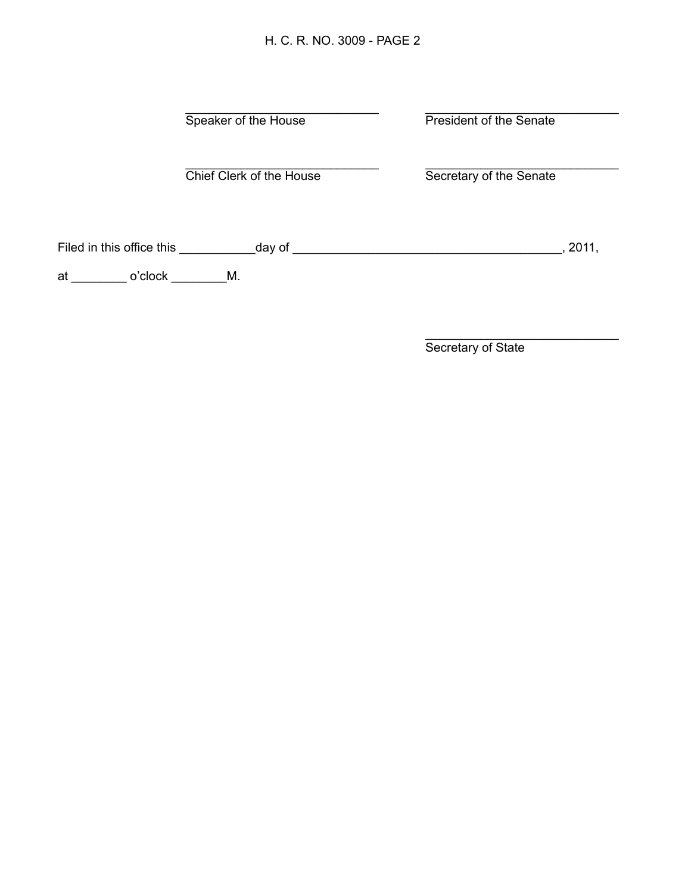H. C. R. NO. 3009 - PAGE 2

| | |
|---|---|
| ____________________________ | ____________________________ |
| Speaker of the House | President of the Senate |
| ____________________________ | ____________________________ |
| Chief Clerk of the House | Secretary of the Senate |

Filed in this office this ___________day of _______________________________________, 2011,

at ________ o'clock ________M.

____________________________
Secretary of State